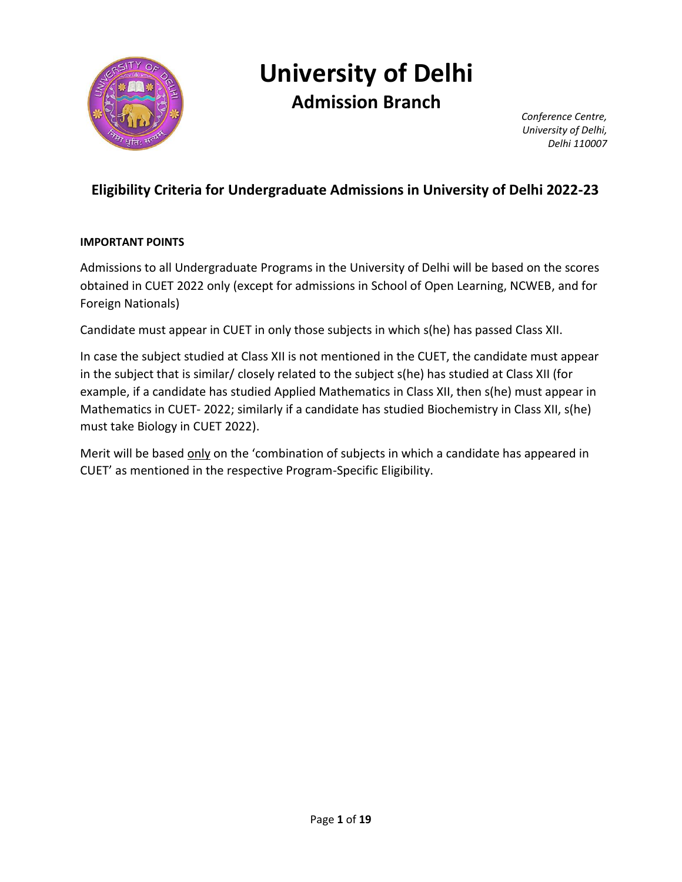# University of Delhi

## Admission Branch

*Conference Centre,*
*University of Delhi,*
*Delhi 110007*

## Eligibility Criteria for Undergraduate Admissions in University of Delhi 2022-23

**IMPORTANT POINTS**

Admissions to all Undergraduate Programs in the University of Delhi will be based on the scores obtained in CUET 2022 only (except for admissions in School of Open Learning, NCWEB, and for Foreign Nationals)

Candidate must appear in CUET in only those subjects in which s(he) has passed Class XII.

In case the subject studied at Class XII is not mentioned in the CUET, the candidate must appear in the subject that is similar/ closely related to the subject s(he) has studied at Class XII (for example, if a candidate has studied Applied Mathematics in Class XII, then s(he) must appear in Mathematics in CUET- 2022; similarly if a candidate has studied Biochemistry in Class XII, s(he) must take Biology in CUET 2022).

Merit will be based <u>only</u> on the 'combination of subjects in which a candidate has appeared in CUET' as mentioned in the respective Program-Specific Eligibility.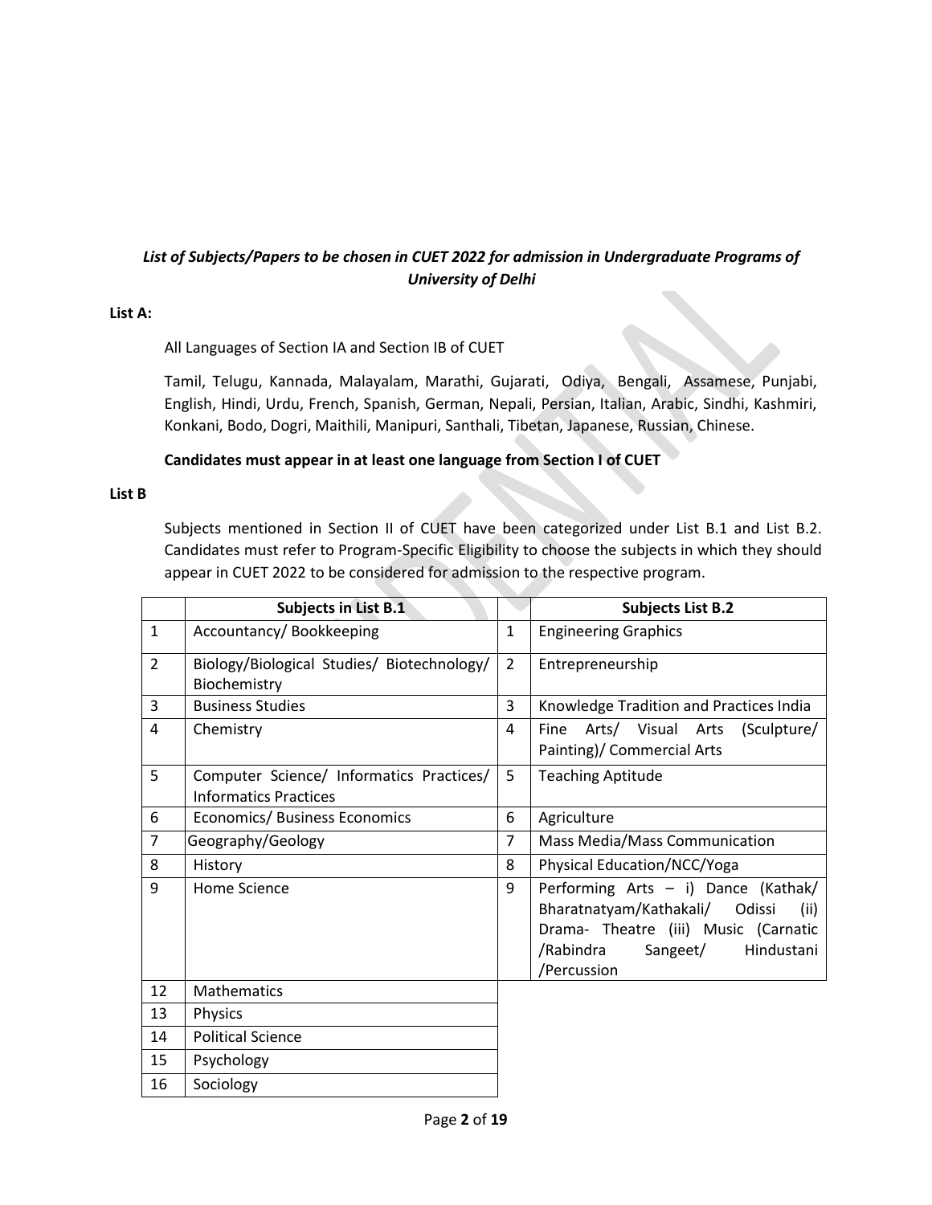***List of Subjects/Papers to be chosen in CUET 2022 for admission in Undergraduate Programs of University of Delhi***

**List A:**

All Languages of Section IA and Section IB of CUET

Tamil, Telugu, Kannada, Malayalam, Marathi, Gujarati, Odiya, Bengali, Assamese, Punjabi, English, Hindi, Urdu, French, Spanish, German, Nepali, Persian, Italian, Arabic, Sindhi, Kashmiri, Konkani, Bodo, Dogri, Maithili, Manipuri, Santhali, Tibetan, Japanese, Russian, Chinese.

**Candidates must appear in at least one language from Section I of CUET**

**List B**

Subjects mentioned in Section II of CUET have been categorized under List B.1 and List B.2. Candidates must refer to Program-Specific Eligibility to choose the subjects in which they should appear in CUET 2022 to be considered for admission to the respective program.

| | Subjects in List B.1 | | Subjects List B.2 |
|---|---|---|---|
| 1 | Accountancy/ Bookkeeping | 1 | Engineering Graphics |
| 2 | Biology/Biological Studies/ Biotechnology/ Biochemistry | 2 | Entrepreneurship |
| 3 | Business Studies | 3 | Knowledge Tradition and Practices India |
| 4 | Chemistry | 4 | Fine Arts/ Visual Arts (Sculpture/ Painting)/ Commercial Arts |
| 5 | Computer Science/ Informatics Practices/ Informatics Practices | 5 | Teaching Aptitude |
| 6 | Economics/ Business Economics | 6 | Agriculture |
| 7 | Geography/Geology | 7 | Mass Media/Mass Communication |
| 8 | History | 8 | Physical Education/NCC/Yoga |
| 9 | Home Science | 9 | Performing Arts – i) Dance (Kathak/ Bharatnatyam/Kathakali/ Odissi (ii) Drama- Theatre (iii) Music (Carnatic /Rabindra Sangeet/ Hindustani /Percussion |
| 12 | Mathematics | | |
| 13 | Physics | | |
| 14 | Political Science | | |
| 15 | Psychology | | |
| 16 | Sociology | | |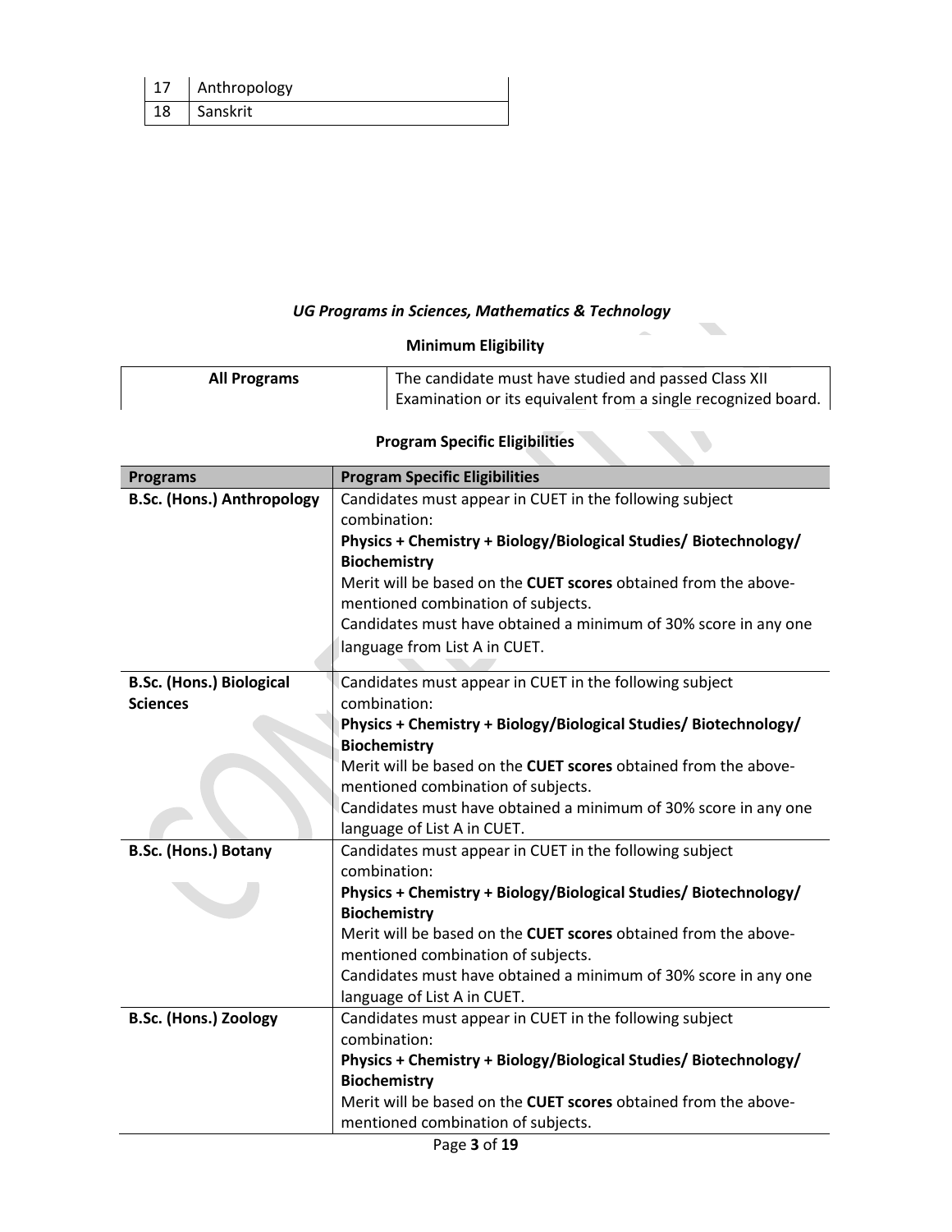| 17 | Anthropology |
|---|---|
| 18 | Sanskrit |

### *UG Programs in Sciences, Mathematics & Technology*

**Minimum Eligibility**

| All Programs | The candidate must have studied and passed Class XII Examination or its equivalent from a single recognized board. |
|---|---|

**Program Specific Eligibilities**

| Programs | Program Specific Eligibilities |
|---|---|
| **B.Sc. (Hons.) Anthropology** | Candidates must appear in CUET in the following subject combination: **Physics + Chemistry + Biology/Biological Studies/ Biotechnology/ Biochemistry** Merit will be based on the **CUET scores** obtained from the above-mentioned combination of subjects. Candidates must have obtained a minimum of 30% score in any one language from List A in CUET. |
| **B.Sc. (Hons.) Biological Sciences** | Candidates must appear in CUET in the following subject combination: **Physics + Chemistry + Biology/Biological Studies/ Biotechnology/ Biochemistry** Merit will be based on the **CUET scores** obtained from the above-mentioned combination of subjects. Candidates must have obtained a minimum of 30% score in any one language of List A in CUET. |
| **B.Sc. (Hons.) Botany** | Candidates must appear in CUET in the following subject combination: **Physics + Chemistry + Biology/Biological Studies/ Biotechnology/ Biochemistry** Merit will be based on the **CUET scores** obtained from the above-mentioned combination of subjects. Candidates must have obtained a minimum of 30% score in any one language of List A in CUET. |
| **B.Sc. (Hons.) Zoology** | Candidates must appear in CUET in the following subject combination: **Physics + Chemistry + Biology/Biological Studies/ Biotechnology/ Biochemistry** Merit will be based on the **CUET scores** obtained from the above-mentioned combination of subjects. |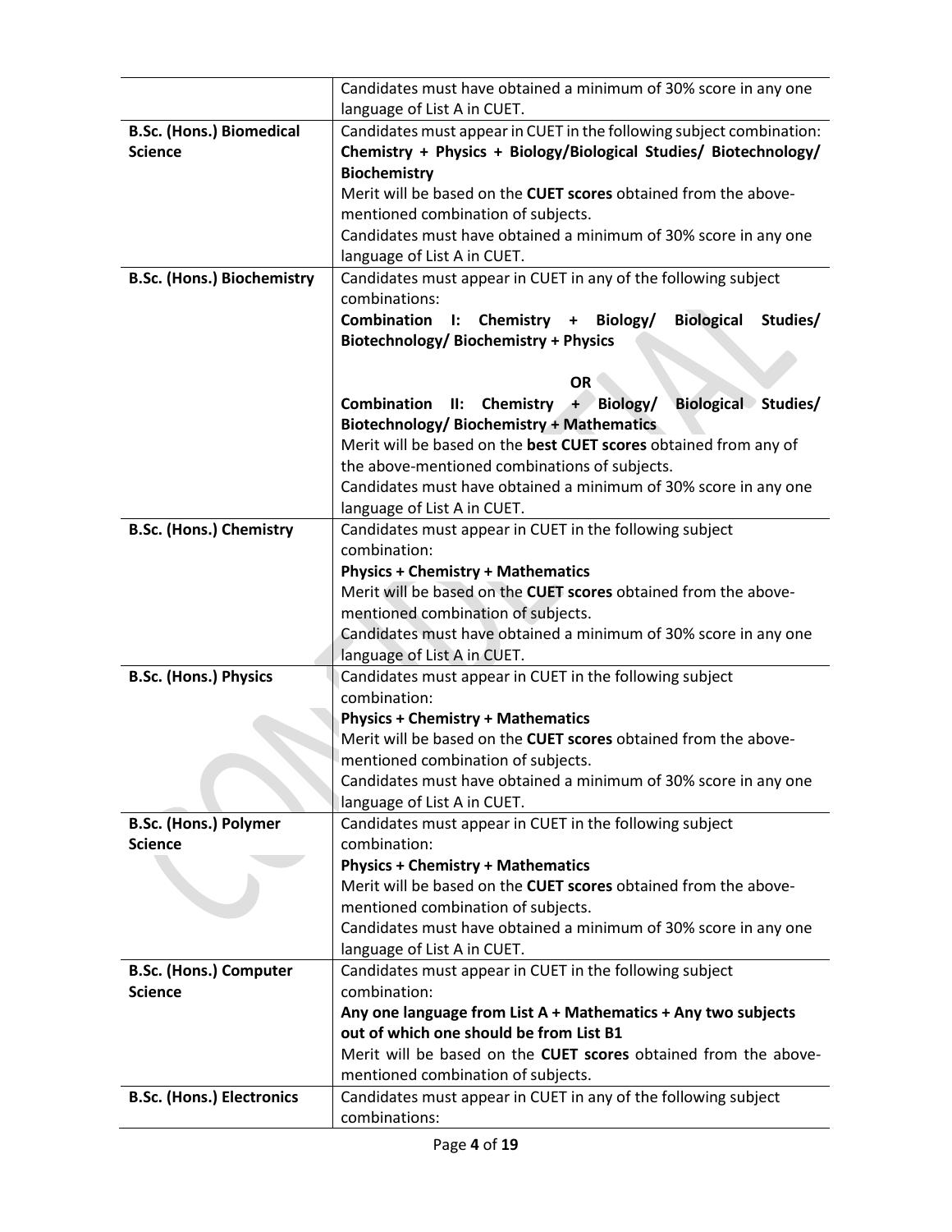| | |
|---|---|
| | Candidates must have obtained a minimum of 30% score in any one language of List A in CUET. |
| **B.Sc. (Hons.) Biomedical Science** | Candidates must appear in CUET in the following subject combination:<br>**Chemistry + Physics + Biology/Biological Studies/ Biotechnology/ Biochemistry**<br>Merit will be based on the **CUET scores** obtained from the above-mentioned combination of subjects.<br>Candidates must have obtained a minimum of 30% score in any one language of List A in CUET. |
| **B.Sc. (Hons.) Biochemistry** | Candidates must appear in CUET in any of the following subject combinations:<br>**Combination I: Chemistry + Biology/ Biological Studies/ Biotechnology/ Biochemistry + Physics**<br>**OR**<br>**Combination II: Chemistry + Biology/ Biological Studies/ Biotechnology/ Biochemistry + Mathematics**<br>Merit will be based on the **best CUET scores** obtained from any of the above-mentioned combinations of subjects.<br>Candidates must have obtained a minimum of 30% score in any one language of List A in CUET. |
| **B.Sc. (Hons.) Chemistry** | Candidates must appear in CUET in the following subject combination:<br>**Physics + Chemistry + Mathematics**<br>Merit will be based on the **CUET scores** obtained from the above-mentioned combination of subjects.<br>Candidates must have obtained a minimum of 30% score in any one language of List A in CUET. |
| **B.Sc. (Hons.) Physics** | Candidates must appear in CUET in the following subject combination:<br>**Physics + Chemistry + Mathematics**<br>Merit will be based on the **CUET scores** obtained from the above-mentioned combination of subjects.<br>Candidates must have obtained a minimum of 30% score in any one language of List A in CUET. |
| **B.Sc. (Hons.) Polymer Science** | Candidates must appear in CUET in the following subject combination:<br>**Physics + Chemistry + Mathematics**<br>Merit will be based on the **CUET scores** obtained from the above-mentioned combination of subjects.<br>Candidates must have obtained a minimum of 30% score in any one language of List A in CUET. |
| **B.Sc. (Hons.) Computer Science** | Candidates must appear in CUET in the following subject combination:<br>**Any one language from List A + Mathematics + Any two subjects out of which one should be from List B1**<br>Merit will be based on the **CUET scores** obtained from the above-mentioned combination of subjects. |
| **B.Sc. (Hons.) Electronics** | Candidates must appear in CUET in any of the following subject combinations: |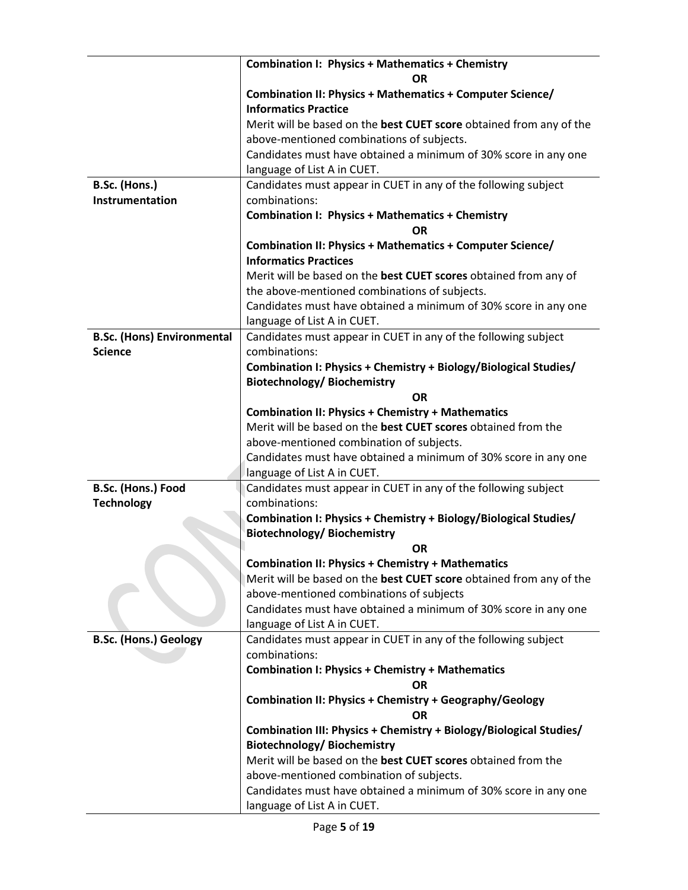| | |
|---|---|
| | **Combination I: Physics + Mathematics + Chemistry**<br>**OR**<br>**Combination II: Physics + Mathematics + Computer Science/ Informatics Practice**<br>Merit will be based on the **best CUET score** obtained from any of the above-mentioned combinations of subjects.<br>Candidates must have obtained a minimum of 30% score in any one language of List A in CUET. |
| **B.Sc. (Hons.) Instrumentation** | Candidates must appear in CUET in any of the following subject combinations:<br>**Combination I: Physics + Mathematics + Chemistry**<br>**OR**<br>**Combination II: Physics + Mathematics + Computer Science/ Informatics Practices**<br>Merit will be based on the **best CUET scores** obtained from any of the above-mentioned combinations of subjects.<br>Candidates must have obtained a minimum of 30% score in any one language of List A in CUET. |
| **B.Sc. (Hons) Environmental Science** | Candidates must appear in CUET in any of the following subject combinations:<br>**Combination I: Physics + Chemistry + Biology/Biological Studies/ Biotechnology/ Biochemistry**<br>**OR**<br>**Combination II: Physics + Chemistry + Mathematics**<br>Merit will be based on the **best CUET scores** obtained from the above-mentioned combination of subjects.<br>Candidates must have obtained a minimum of 30% score in any one language of List A in CUET. |
| **B.Sc. (Hons.) Food Technology** | Candidates must appear in CUET in any of the following subject combinations:<br>**Combination I: Physics + Chemistry + Biology/Biological Studies/ Biotechnology/ Biochemistry**<br>**OR**<br>**Combination II: Physics + Chemistry + Mathematics**<br>Merit will be based on the **best CUET score** obtained from any of the above-mentioned combinations of subjects<br>Candidates must have obtained a minimum of 30% score in any one language of List A in CUET. |
| **B.Sc. (Hons.) Geology** | Candidates must appear in CUET in any of the following subject combinations:<br>**Combination I: Physics + Chemistry + Mathematics**<br>**OR**<br>**Combination II: Physics + Chemistry + Geography/Geology**<br>**OR**<br>**Combination III: Physics + Chemistry + Biology/Biological Studies/ Biotechnology/ Biochemistry**<br>Merit will be based on the **best CUET scores** obtained from the above-mentioned combination of subjects.<br>Candidates must have obtained a minimum of 30% score in any one language of List A in CUET. |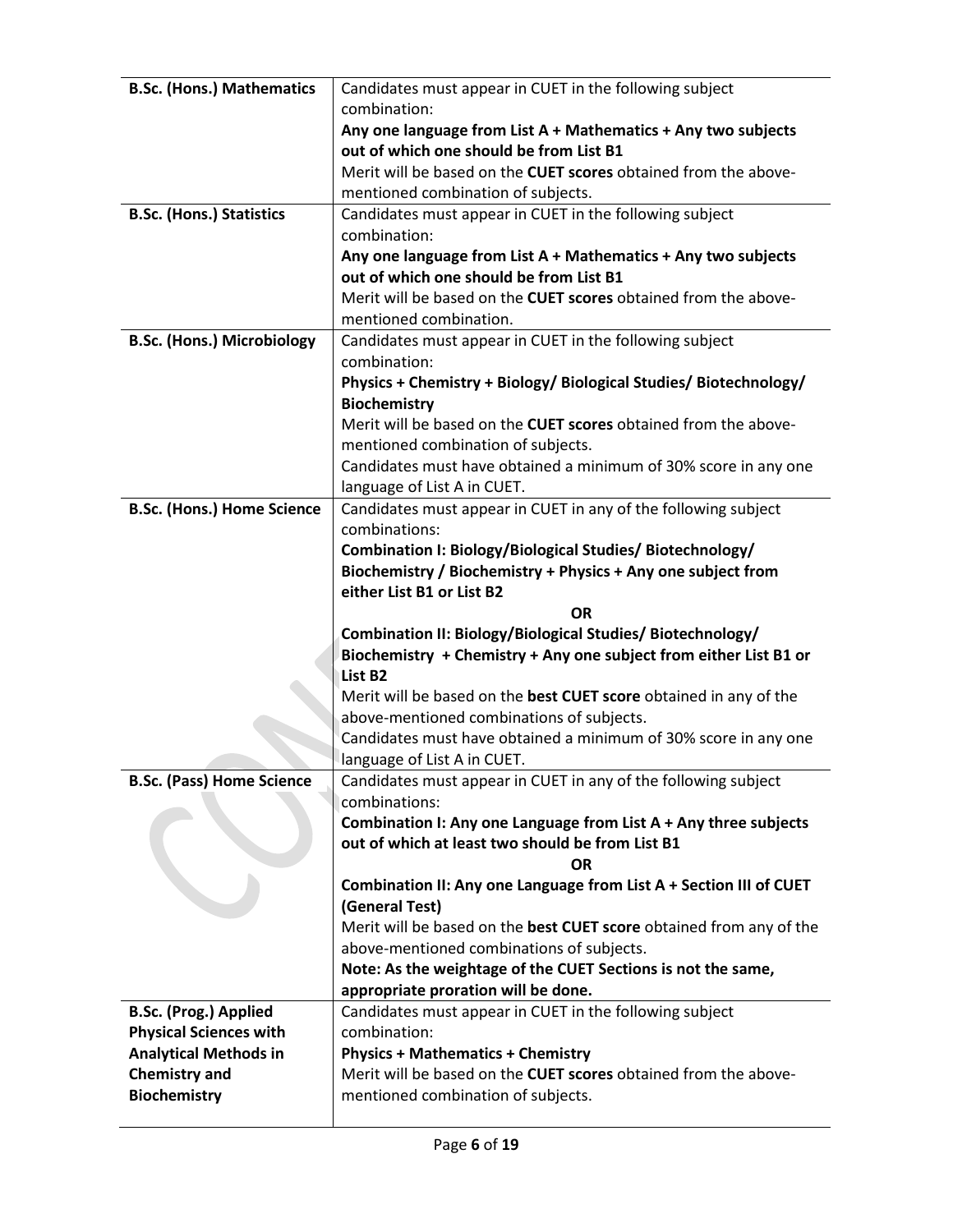| | |
|---|---|
| **B.Sc. (Hons.) Mathematics** | Candidates must appear in CUET in the following subject combination:<br>**Any one language from List A + Mathematics + Any two subjects out of which one should be from List B1**<br>Merit will be based on the **CUET scores** obtained from the above-mentioned combination of subjects. |
| **B.Sc. (Hons.) Statistics** | Candidates must appear in CUET in the following subject combination:<br>**Any one language from List A + Mathematics + Any two subjects out of which one should be from List B1**<br>Merit will be based on the **CUET scores** obtained from the above-mentioned combination. |
| **B.Sc. (Hons.) Microbiology** | Candidates must appear in CUET in the following subject combination:<br>**Physics + Chemistry + Biology/ Biological Studies/ Biotechnology/ Biochemistry**<br>Merit will be based on the **CUET scores** obtained from the above-mentioned combination of subjects.<br>Candidates must have obtained a minimum of 30% score in any one language of List A in CUET. |
| **B.Sc. (Hons.) Home Science** | Candidates must appear in CUET in any of the following subject combinations:<br>**Combination I: Biology/Biological Studies/ Biotechnology/ Biochemistry / Biochemistry + Physics + Any one subject from either List B1 or List B2**<br>**OR**<br>**Combination II: Biology/Biological Studies/ Biotechnology/ Biochemistry + Chemistry + Any one subject from either List B1 or List B2**<br>Merit will be based on the **best CUET score** obtained in any of the above-mentioned combinations of subjects.<br>Candidates must have obtained a minimum of 30% score in any one language of List A in CUET. |
| **B.Sc. (Pass) Home Science** | Candidates must appear in CUET in any of the following subject combinations:<br>**Combination I: Any one Language from List A + Any three subjects out of which at least two should be from List B1**<br>**OR**<br>**Combination II: Any one Language from List A + Section III of CUET (General Test)**<br>Merit will be based on the **best CUET score** obtained from any of the above-mentioned combinations of subjects.<br>**Note: As the weightage of the CUET Sections is not the same, appropriate proration will be done.** |
| **B.Sc. (Prog.) Applied Physical Sciences with Analytical Methods in Chemistry and Biochemistry** | Candidates must appear in CUET in the following subject combination:<br>**Physics + Mathematics + Chemistry**<br>Merit will be based on the **CUET scores** obtained from the above-mentioned combination of subjects. |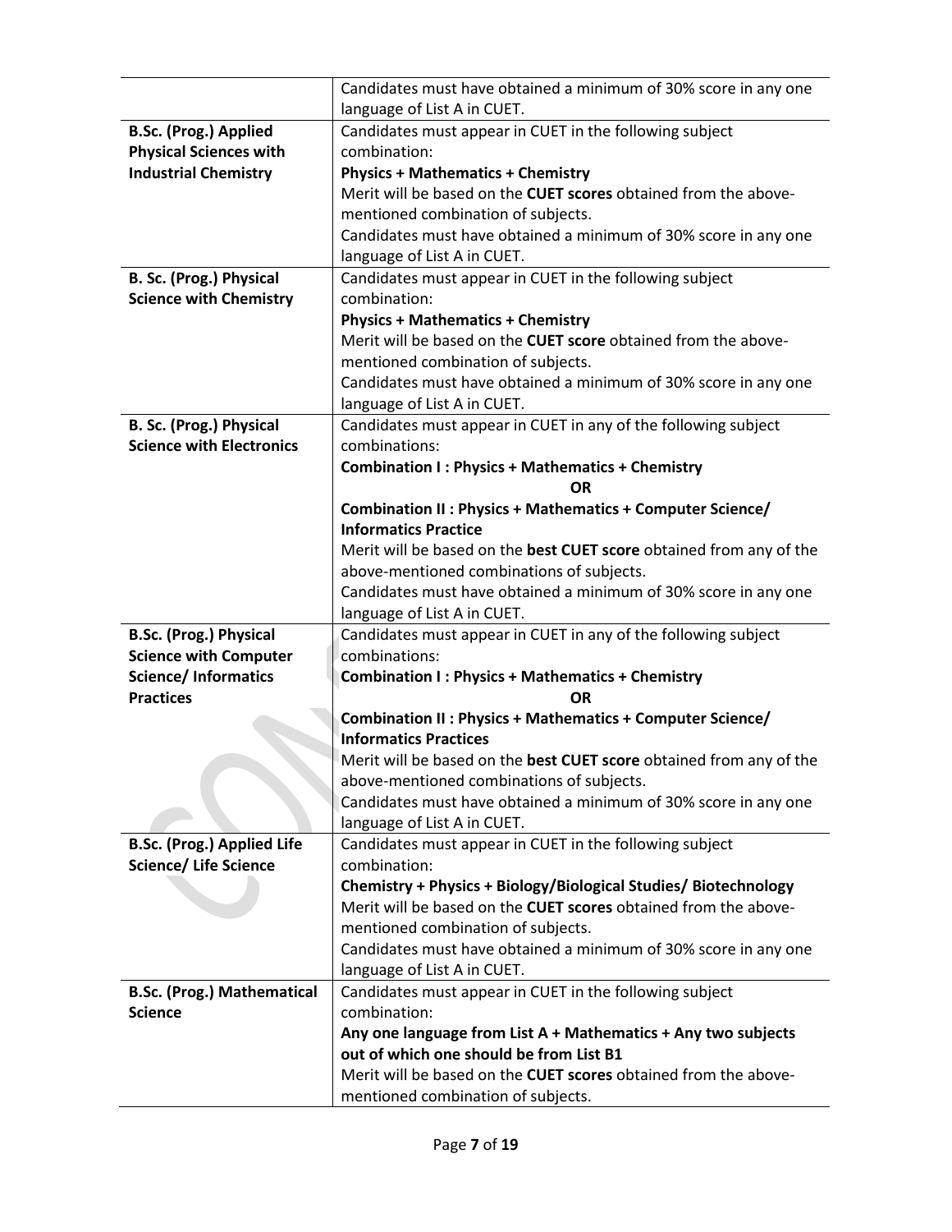| | |
|---|---|
| | Candidates must have obtained a minimum of 30% score in any one language of List A in CUET. |
| **B.Sc. (Prog.) Applied Physical Sciences with Industrial Chemistry** | Candidates must appear in CUET in the following subject combination:<br>**Physics + Mathematics + Chemistry**<br>Merit will be based on the **CUET scores** obtained from the above-mentioned combination of subjects.<br>Candidates must have obtained a minimum of 30% score in any one language of List A in CUET. |
| **B. Sc. (Prog.) Physical Science with Chemistry** | Candidates must appear in CUET in the following subject combination:<br>**Physics + Mathematics + Chemistry**<br>Merit will be based on the **CUET score** obtained from the above-mentioned combination of subjects.<br>Candidates must have obtained a minimum of 30% score in any one language of List A in CUET. |
| **B. Sc. (Prog.) Physical Science with Electronics** | Candidates must appear in CUET in any of the following subject combinations:<br>**Combination I : Physics + Mathematics + Chemistry**<br>**OR**<br>**Combination II : Physics + Mathematics + Computer Science/ Informatics Practice**<br>Merit will be based on the **best CUET score** obtained from any of the above-mentioned combinations of subjects.<br>Candidates must have obtained a minimum of 30% score in any one language of List A in CUET. |
| **B.Sc. (Prog.) Physical Science with Computer Science/ Informatics Practices** | Candidates must appear in CUET in any of the following subject combinations:<br>**Combination I : Physics + Mathematics + Chemistry**<br>**OR**<br>**Combination II : Physics + Mathematics + Computer Science/ Informatics Practices**<br>Merit will be based on the **best CUET score** obtained from any of the above-mentioned combinations of subjects.<br>Candidates must have obtained a minimum of 30% score in any one language of List A in CUET. |
| **B.Sc. (Prog.) Applied Life Science/ Life Science** | Candidates must appear in CUET in the following subject combination:<br>**Chemistry + Physics + Biology/Biological Studies/ Biotechnology**<br>Merit will be based on the **CUET scores** obtained from the above-mentioned combination of subjects.<br>Candidates must have obtained a minimum of 30% score in any one language of List A in CUET. |
| **B.Sc. (Prog.) Mathematical Science** | Candidates must appear in CUET in the following subject combination:<br>**Any one language from List A + Mathematics + Any two subjects out of which one should be from List B1**<br>Merit will be based on the **CUET scores** obtained from the above-mentioned combination of subjects. |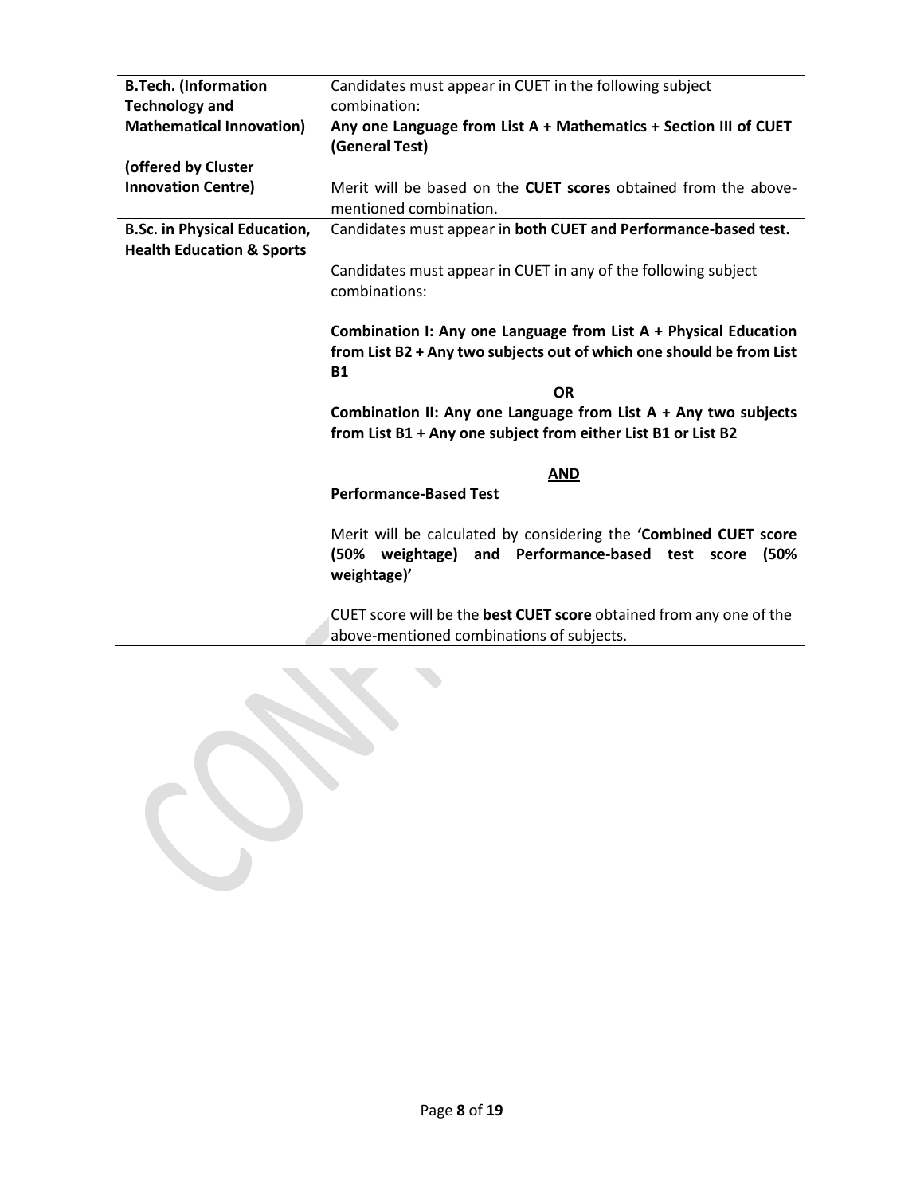| | |
|---|---|
| **B.Tech. (Information Technology and Mathematical Innovation)**<br><br>**(offered by Cluster Innovation Centre)** | Candidates must appear in CUET in the following subject combination:<br>**Any one Language from List A + Mathematics + Section III of CUET (General Test)**<br><br>Merit will be based on the **CUET scores** obtained from the above-mentioned combination. |
| **B.Sc. in Physical Education, Health Education & Sports** | Candidates must appear in **both CUET and Performance-based test.**<br><br>Candidates must appear in CUET in any of the following subject combinations:<br><br>**Combination I: Any one Language from List A + Physical Education from List B2 + Any two subjects out of which one should be from List B1**<br>**OR**<br>**Combination II: Any one Language from List A + Any two subjects from List B1 + Any one subject from either List B1 or List B2**<br><br>**AND**<br>**Performance-Based Test**<br><br>Merit will be calculated by considering the **'Combined CUET score (50% weightage) and Performance-based test score (50% weightage)'**<br><br>CUET score will be the **best CUET score** obtained from any one of the above-mentioned combinations of subjects. |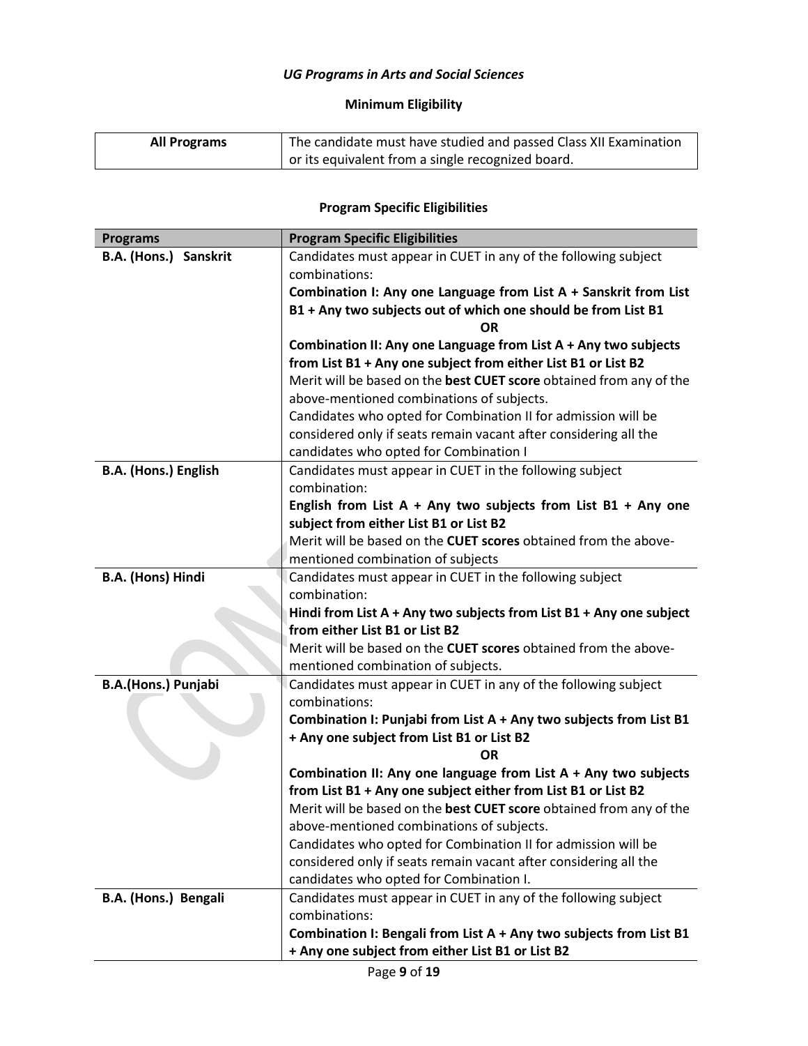*UG Programs in Arts and Social Sciences*

**Minimum Eligibility**

| All Programs | The candidate must have studied and passed Class XII Examination or its equivalent from a single recognized board. |
|---|---|

**Program Specific Eligibilities**

| Programs | Program Specific Eligibilities |
|---|---|
| **B.A. (Hons.) Sanskrit** | Candidates must appear in CUET in any of the following subject combinations:<br>**Combination I: Any one Language from List A + Sanskrit from List B1 + Any two subjects out of which one should be from List B1**<br>**OR**<br>**Combination II: Any one Language from List A + Any two subjects from List B1 + Any one subject from either List B1 or List B2**<br>Merit will be based on the **best CUET score** obtained from any of the above-mentioned combinations of subjects.<br>Candidates who opted for Combination II for admission will be considered only if seats remain vacant after considering all the candidates who opted for Combination I |
| **B.A. (Hons.) English** | Candidates must appear in CUET in the following subject combination:<br>**English from List A + Any two subjects from List B1 + Any one subject from either List B1 or List B2**<br>Merit will be based on the **CUET scores** obtained from the above-mentioned combination of subjects |
| **B.A. (Hons) Hindi** | Candidates must appear in CUET in the following subject combination:<br>**Hindi from List A + Any two subjects from List B1 + Any one subject from either List B1 or List B2**<br>Merit will be based on the **CUET scores** obtained from the above-mentioned combination of subjects. |
| **B.A.(Hons.) Punjabi** | Candidates must appear in CUET in any of the following subject combinations:<br>**Combination I: Punjabi from List A + Any two subjects from List B1 + Any one subject from List B1 or List B2**<br>**OR**<br>**Combination II: Any one language from List A + Any two subjects from List B1 + Any one subject either from List B1 or List B2**<br>Merit will be based on the **best CUET score** obtained from any of the above-mentioned combinations of subjects.<br>Candidates who opted for Combination II for admission will be considered only if seats remain vacant after considering all the candidates who opted for Combination I. |
| **B.A. (Hons.) Bengali** | Candidates must appear in CUET in any of the following subject combinations:<br>**Combination I: Bengali from List A + Any two subjects from List B1 + Any one subject from either List B1 or List B2** |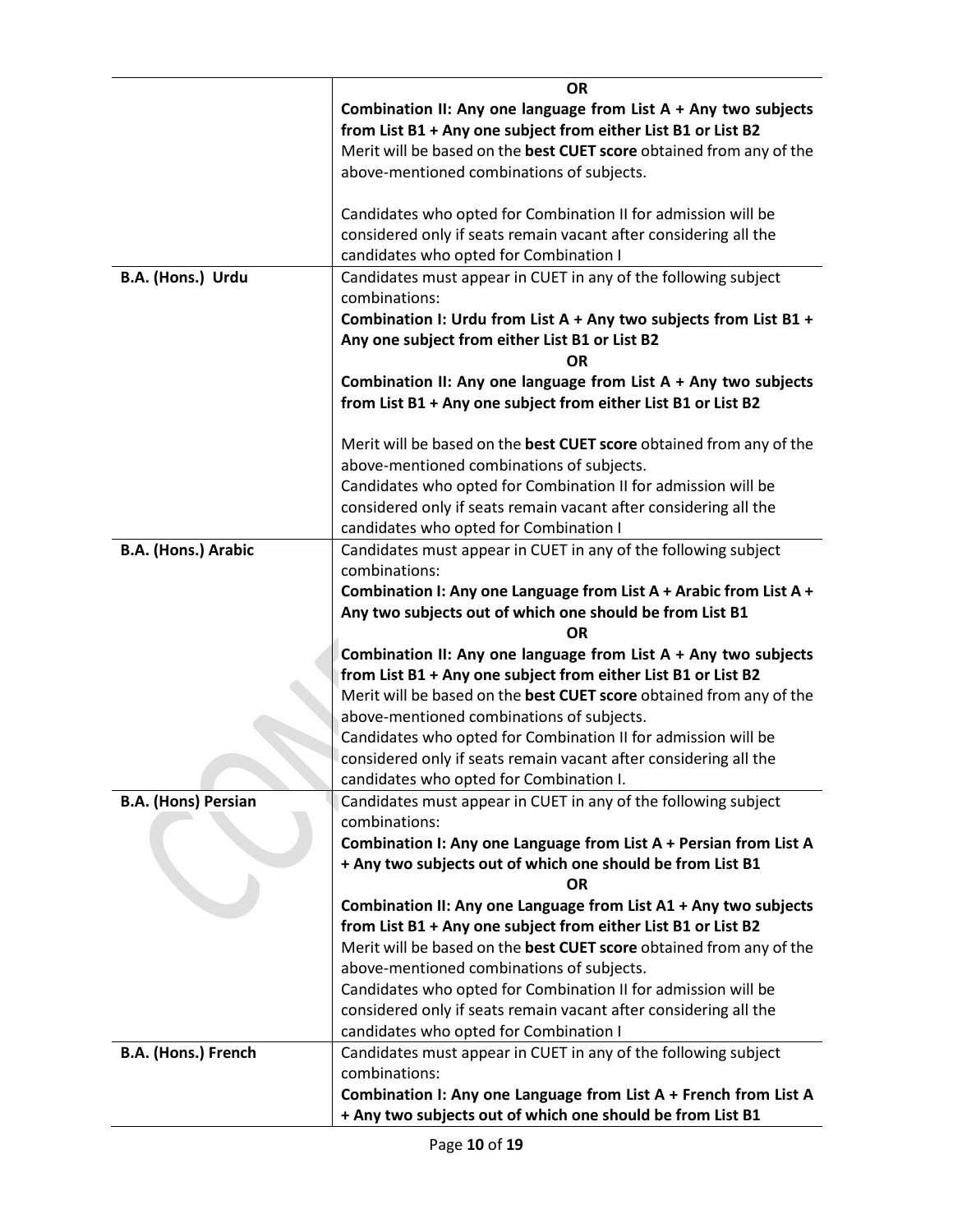| | |
|---|---|
| | **OR**<br>**Combination II: Any one language from List A + Any two subjects from List B1 + Any one subject from either List B1 or List B2**<br>Merit will be based on the **best CUET score** obtained from any of the above-mentioned combinations of subjects.<br><br>Candidates who opted for Combination II for admission will be considered only if seats remain vacant after considering all the candidates who opted for Combination I |
| **B.A. (Hons.) Urdu** | Candidates must appear in CUET in any of the following subject combinations:<br>**Combination I: Urdu from List A + Any two subjects from List B1 + Any one subject from either List B1 or List B2**<br>**OR**<br>**Combination II: Any one language from List A + Any two subjects from List B1 + Any one subject from either List B1 or List B2**<br><br>Merit will be based on the **best CUET score** obtained from any of the above-mentioned combinations of subjects.<br>Candidates who opted for Combination II for admission will be considered only if seats remain vacant after considering all the candidates who opted for Combination I |
| **B.A. (Hons.) Arabic** | Candidates must appear in CUET in any of the following subject combinations:<br>**Combination I: Any one Language from List A + Arabic from List A + Any two subjects out of which one should be from List B1**<br>**OR**<br>**Combination II: Any one language from List A + Any two subjects from List B1 + Any one subject from either List B1 or List B2**<br>Merit will be based on the **best CUET score** obtained from any of the above-mentioned combinations of subjects.<br>Candidates who opted for Combination II for admission will be considered only if seats remain vacant after considering all the candidates who opted for Combination I. |
| **B.A. (Hons) Persian** | Candidates must appear in CUET in any of the following subject combinations:<br>**Combination I: Any one Language from List A + Persian from List A + Any two subjects out of which one should be from List B1**<br>**OR**<br>**Combination II: Any one Language from List A1 + Any two subjects from List B1 + Any one subject from either List B1 or List B2**<br>Merit will be based on the **best CUET score** obtained from any of the above-mentioned combinations of subjects.<br>Candidates who opted for Combination II for admission will be considered only if seats remain vacant after considering all the candidates who opted for Combination I |
| **B.A. (Hons.) French** | Candidates must appear in CUET in any of the following subject combinations:<br>**Combination I: Any one Language from List A + French from List A + Any two subjects out of which one should be from List B1** |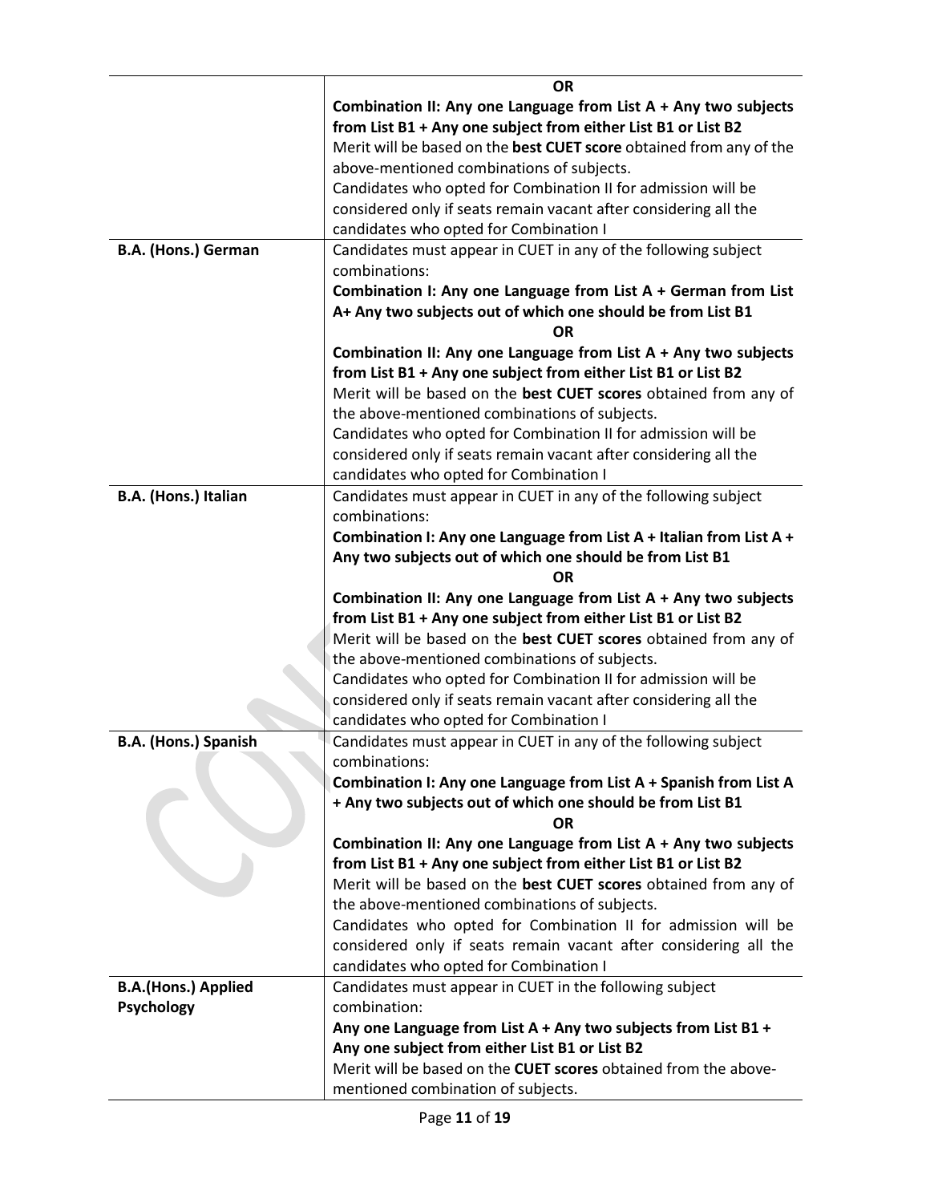| | |
|---|---|
| | **OR**<br>**Combination II: Any one Language from List A + Any two subjects from List B1 + Any one subject from either List B1 or List B2**<br>Merit will be based on the **best CUET score** obtained from any of the above-mentioned combinations of subjects.<br>Candidates who opted for Combination II for admission will be considered only if seats remain vacant after considering all the candidates who opted for Combination I |
| **B.A. (Hons.) German** | Candidates must appear in CUET in any of the following subject combinations:<br>**Combination I: Any one Language from List A + German from List A+ Any two subjects out of which one should be from List B1**<br>**OR**<br>**Combination II: Any one Language from List A + Any two subjects from List B1 + Any one subject from either List B1 or List B2**<br>Merit will be based on the **best CUET scores** obtained from any of the above-mentioned combinations of subjects.<br>Candidates who opted for Combination II for admission will be considered only if seats remain vacant after considering all the candidates who opted for Combination I |
| **B.A. (Hons.) Italian** | Candidates must appear in CUET in any of the following subject combinations:<br>**Combination I: Any one Language from List A + Italian from List A + Any two subjects out of which one should be from List B1**<br>**OR**<br>**Combination II: Any one Language from List A + Any two subjects from List B1 + Any one subject from either List B1 or List B2**<br>Merit will be based on the **best CUET scores** obtained from any of the above-mentioned combinations of subjects.<br>Candidates who opted for Combination II for admission will be considered only if seats remain vacant after considering all the candidates who opted for Combination I |
| **B.A. (Hons.) Spanish** | Candidates must appear in CUET in any of the following subject combinations:<br>**Combination I: Any one Language from List A + Spanish from List A + Any two subjects out of which one should be from List B1**<br>**OR**<br>**Combination II: Any one Language from List A + Any two subjects from List B1 + Any one subject from either List B1 or List B2**<br>Merit will be based on the **best CUET scores** obtained from any of the above-mentioned combinations of subjects.<br>Candidates who opted for Combination II for admission will be considered only if seats remain vacant after considering all the candidates who opted for Combination I |
| **B.A.(Hons.) Applied Psychology** | Candidates must appear in CUET in the following subject combination:<br>**Any one Language from List A + Any two subjects from List B1 + Any one subject from either List B1 or List B2**<br>Merit will be based on the **CUET scores** obtained from the above-mentioned combination of subjects. |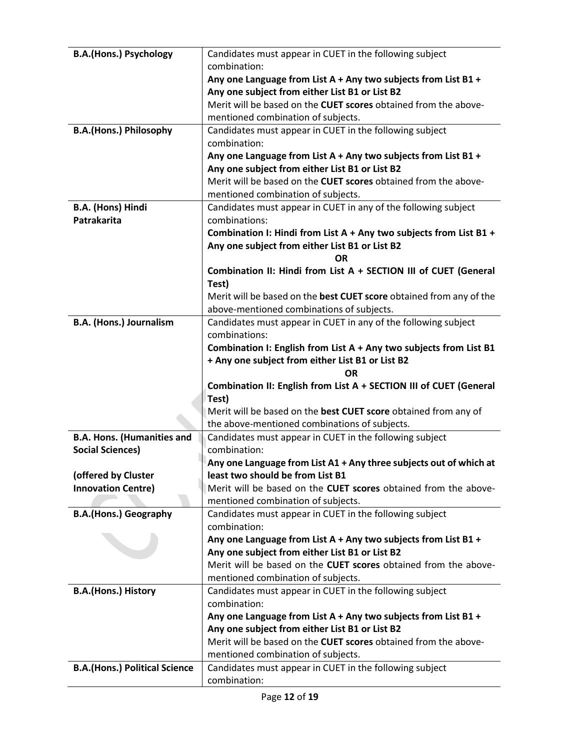| | |
|---|---|
| **B.A.(Hons.) Psychology** | Candidates must appear in CUET in the following subject combination:<br>**Any one Language from List A + Any two subjects from List B1 + Any one subject from either List B1 or List B2**<br>Merit will be based on the **CUET scores** obtained from the above-mentioned combination of subjects. |
| **B.A.(Hons.) Philosophy** | Candidates must appear in CUET in the following subject combination:<br>**Any one Language from List A + Any two subjects from List B1 + Any one subject from either List B1 or List B2**<br>Merit will be based on the **CUET scores** obtained from the above-mentioned combination of subjects. |
| **B.A. (Hons) Hindi Patrakarita** | Candidates must appear in CUET in any of the following subject combinations:<br>**Combination I: Hindi from List A + Any two subjects from List B1 + Any one subject from either List B1 or List B2**<br>**OR**<br>**Combination II: Hindi from List A + SECTION III of CUET (General Test)**<br>Merit will be based on the **best CUET score** obtained from any of the above-mentioned combinations of subjects. |
| **B.A. (Hons.) Journalism** | Candidates must appear in CUET in any of the following subject combinations:<br>**Combination I: English from List A + Any two subjects from List B1 + Any one subject from either List B1 or List B2**<br>**OR**<br>**Combination II: English from List A + SECTION III of CUET (General Test)**<br>Merit will be based on the **best CUET score** obtained from any of the above-mentioned combinations of subjects. |
| **B.A. Hons. (Humanities and Social Sciences)**<br><br>**(offered by Cluster Innovation Centre)** | Candidates must appear in CUET in the following subject combination:<br>**Any one Language from List A1 + Any three subjects out of which at least two should be from List B1**<br>Merit will be based on the **CUET scores** obtained from the above-mentioned combination of subjects. |
| **B.A.(Hons.) Geography** | Candidates must appear in CUET in the following subject combination:<br>**Any one Language from List A + Any two subjects from List B1 + Any one subject from either List B1 or List B2**<br>Merit will be based on the **CUET scores** obtained from the above-mentioned combination of subjects. |
| **B.A.(Hons.) History** | Candidates must appear in CUET in the following subject combination:<br>**Any one Language from List A + Any two subjects from List B1 + Any one subject from either List B1 or List B2**<br>Merit will be based on the **CUET scores** obtained from the above-mentioned combination of subjects. |
| **B.A.(Hons.) Political Science** | Candidates must appear in CUET in the following subject combination: |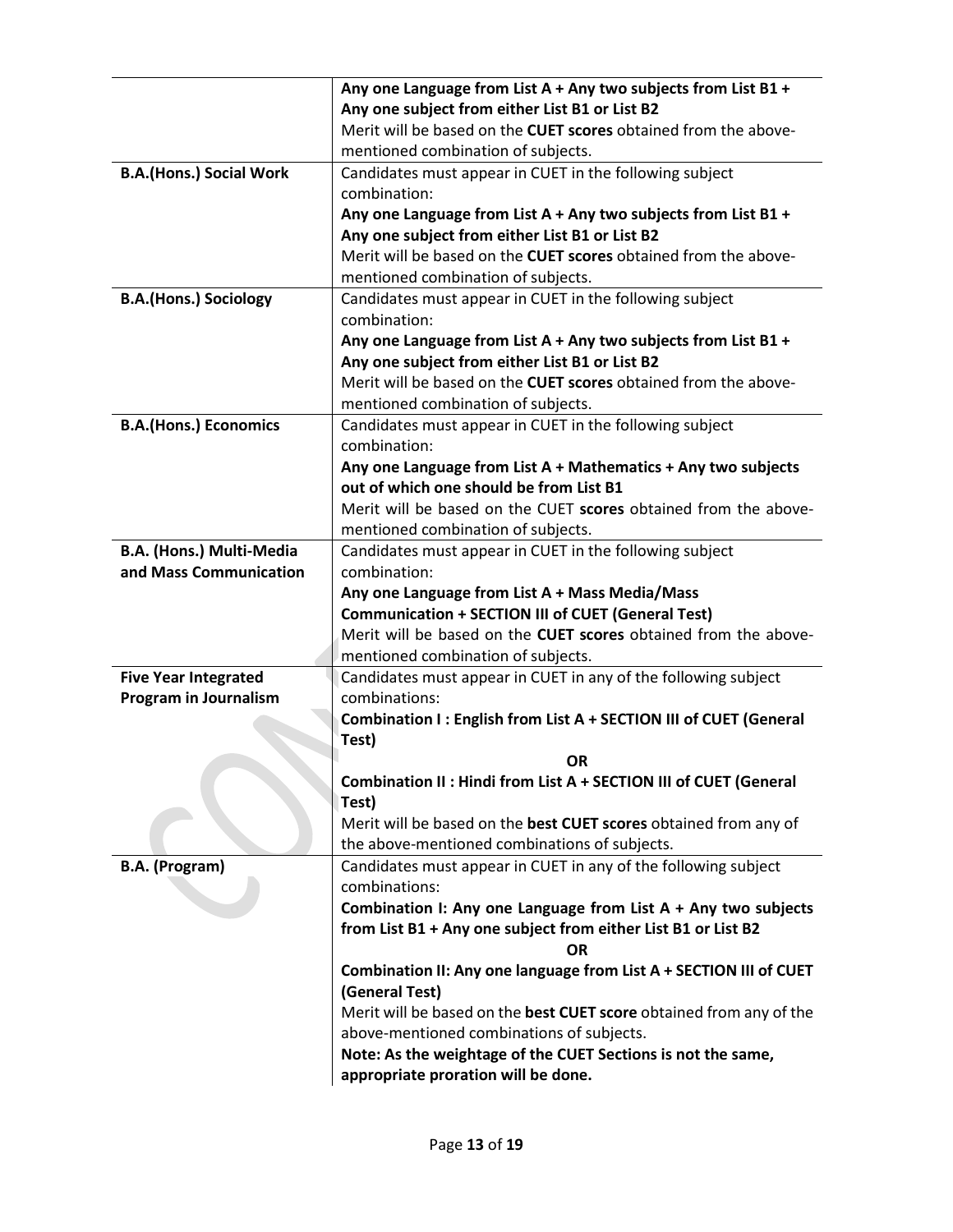| | |
|---|---|
| | **Any one Language from List A + Any two subjects from List B1 + Any one subject from either List B1 or List B2**<br>Merit will be based on the **CUET scores** obtained from the above-mentioned combination of subjects. |
| **B.A.(Hons.) Social Work** | Candidates must appear in CUET in the following subject combination:<br>**Any one Language from List A + Any two subjects from List B1 + Any one subject from either List B1 or List B2**<br>Merit will be based on the **CUET scores** obtained from the above-mentioned combination of subjects. |
| **B.A.(Hons.) Sociology** | Candidates must appear in CUET in the following subject combination:<br>**Any one Language from List A + Any two subjects from List B1 + Any one subject from either List B1 or List B2**<br>Merit will be based on the **CUET scores** obtained from the above-mentioned combination of subjects. |
| **B.A.(Hons.) Economics** | Candidates must appear in CUET in the following subject combination:<br>**Any one Language from List A + Mathematics + Any two subjects out of which one should be from List B1**<br>Merit will be based on the CUET **scores** obtained from the above-mentioned combination of subjects. |
| **B.A. (Hons.) Multi-Media and Mass Communication** | Candidates must appear in CUET in the following subject combination:<br>**Any one Language from List A + Mass Media/Mass Communication + SECTION III of CUET (General Test)**<br>Merit will be based on the **CUET scores** obtained from the above-mentioned combination of subjects. |
| **Five Year Integrated Program in Journalism** | Candidates must appear in CUET in any of the following subject combinations:<br>**Combination I : English from List A + SECTION III of CUET (General Test)**<br>**OR**<br>**Combination II : Hindi from List A + SECTION III of CUET (General Test)**<br>Merit will be based on the **best CUET scores** obtained from any of the above-mentioned combinations of subjects. |
| **B.A. (Program)** | Candidates must appear in CUET in any of the following subject combinations:<br>**Combination I: Any one Language from List A + Any two subjects from List B1 + Any one subject from either List B1 or List B2**<br>**OR**<br>**Combination II: Any one language from List A + SECTION III of CUET (General Test)**<br>Merit will be based on the **best CUET score** obtained from any of the above-mentioned combinations of subjects.<br>**Note: As the weightage of the CUET Sections is not the same, appropriate proration will be done.** |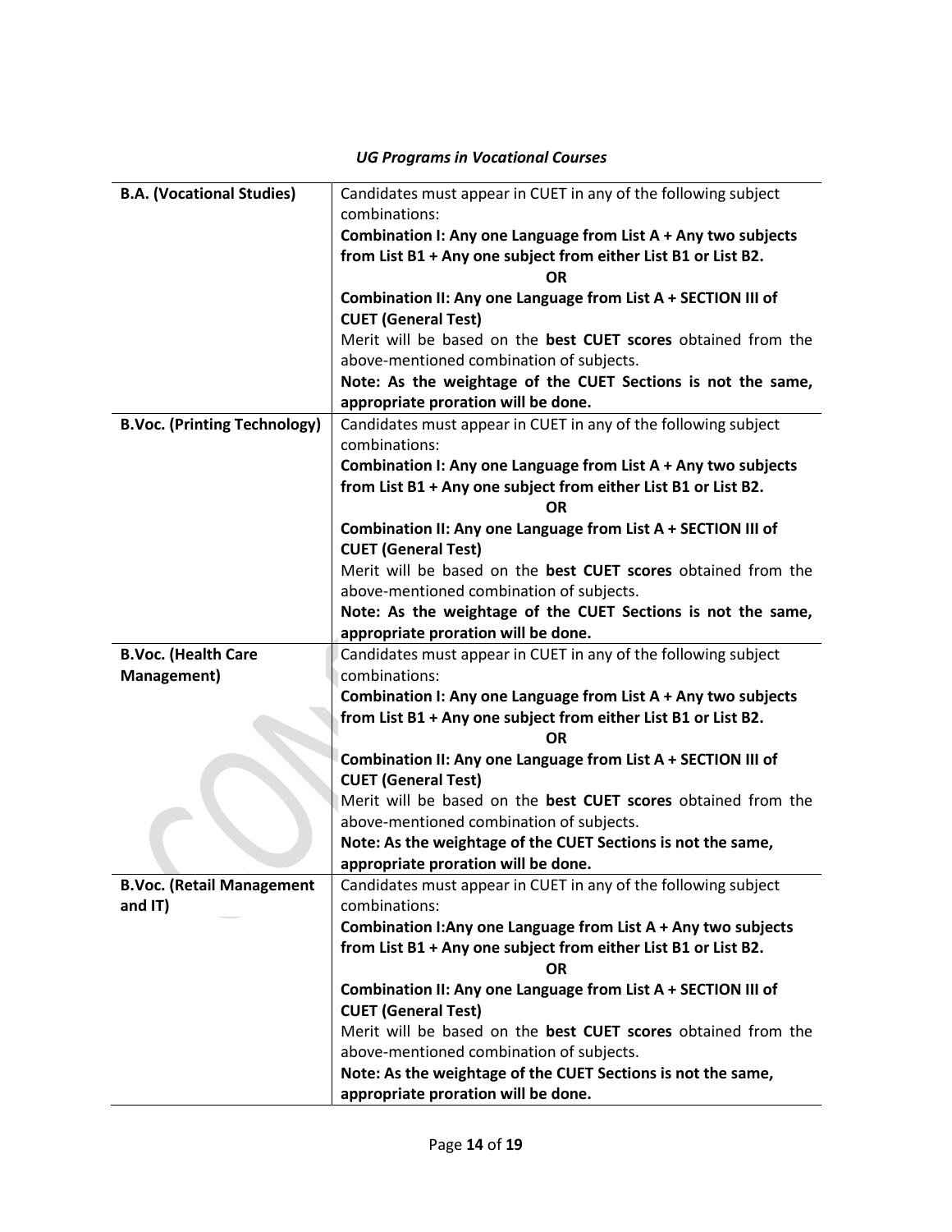*UG Programs in Vocational Courses*

| | |
|---|---|
| **B.A. (Vocational Studies)** | Candidates must appear in CUET in any of the following subject combinations:<br>**Combination I: Any one Language from List A + Any two subjects from List B1 + Any one subject from either List B1 or List B2.**<br>**OR**<br>**Combination II: Any one Language from List A + SECTION III of CUET (General Test)**<br>Merit will be based on the **best CUET scores** obtained from the above-mentioned combination of subjects.<br>**Note: As the weightage of the CUET Sections is not the same, appropriate proration will be done.** |
| **B.Voc. (Printing Technology)** | Candidates must appear in CUET in any of the following subject combinations:<br>**Combination I: Any one Language from List A + Any two subjects from List B1 + Any one subject from either List B1 or List B2.**<br>**OR**<br>**Combination II: Any one Language from List A + SECTION III of CUET (General Test)**<br>Merit will be based on the **best CUET scores** obtained from the above-mentioned combination of subjects.<br>**Note: As the weightage of the CUET Sections is not the same, appropriate proration will be done.** |
| **B.Voc. (Health Care Management)** | Candidates must appear in CUET in any of the following subject combinations:<br>**Combination I: Any one Language from List A + Any two subjects from List B1 + Any one subject from either List B1 or List B2.**<br>**OR**<br>**Combination II: Any one Language from List A + SECTION III of CUET (General Test)**<br>Merit will be based on the **best CUET scores** obtained from the above-mentioned combination of subjects.<br>**Note: As the weightage of the CUET Sections is not the same, appropriate proration will be done.** |
| **B.Voc. (Retail Management and IT)** | Candidates must appear in CUET in any of the following subject combinations:<br>**Combination I:Any one Language from List A + Any two subjects from List B1 + Any one subject from either List B1 or List B2.**<br>**OR**<br>**Combination II: Any one Language from List A + SECTION III of CUET (General Test)**<br>Merit will be based on the **best CUET scores** obtained from the above-mentioned combination of subjects.<br>**Note: As the weightage of the CUET Sections is not the same, appropriate proration will be done.** |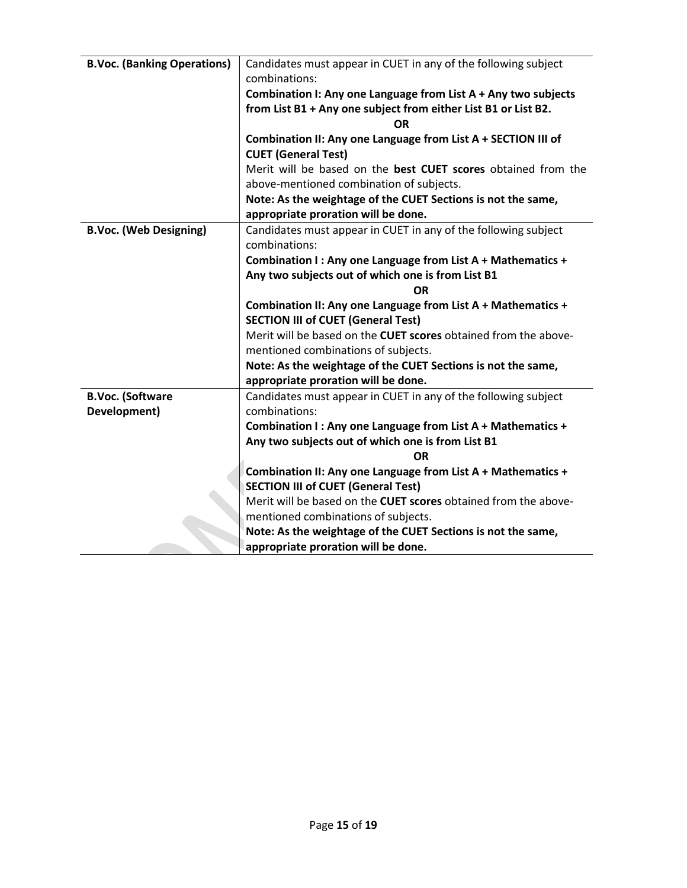| | |
|---|---|
| **B.Voc. (Banking Operations)** | Candidates must appear in CUET in any of the following subject combinations:<br>**Combination I: Any one Language from List A + Any two subjects from List B1 + Any one subject from either List B1 or List B2.**<br>**OR**<br>**Combination II: Any one Language from List A + SECTION III of CUET (General Test)**<br>Merit will be based on the **best CUET scores** obtained from the above-mentioned combination of subjects.<br>**Note: As the weightage of the CUET Sections is not the same, appropriate proration will be done.** |
| **B.Voc. (Web Designing)** | Candidates must appear in CUET in any of the following subject combinations:<br>**Combination I : Any one Language from List A + Mathematics + Any two subjects out of which one is from List B1**<br>**OR**<br>**Combination II: Any one Language from List A + Mathematics + SECTION III of CUET (General Test)**<br>Merit will be based on the **CUET scores** obtained from the above-mentioned combinations of subjects.<br>**Note: As the weightage of the CUET Sections is not the same, appropriate proration will be done.** |
| **B.Voc. (Software Development)** | Candidates must appear in CUET in any of the following subject combinations:<br>**Combination I : Any one Language from List A + Mathematics + Any two subjects out of which one is from List B1**<br>**OR**<br>**Combination II: Any one Language from List A + Mathematics + SECTION III of CUET (General Test)**<br>Merit will be based on the **CUET scores** obtained from the above-mentioned combinations of subjects.<br>**Note: As the weightage of the CUET Sections is not the same, appropriate proration will be done.** |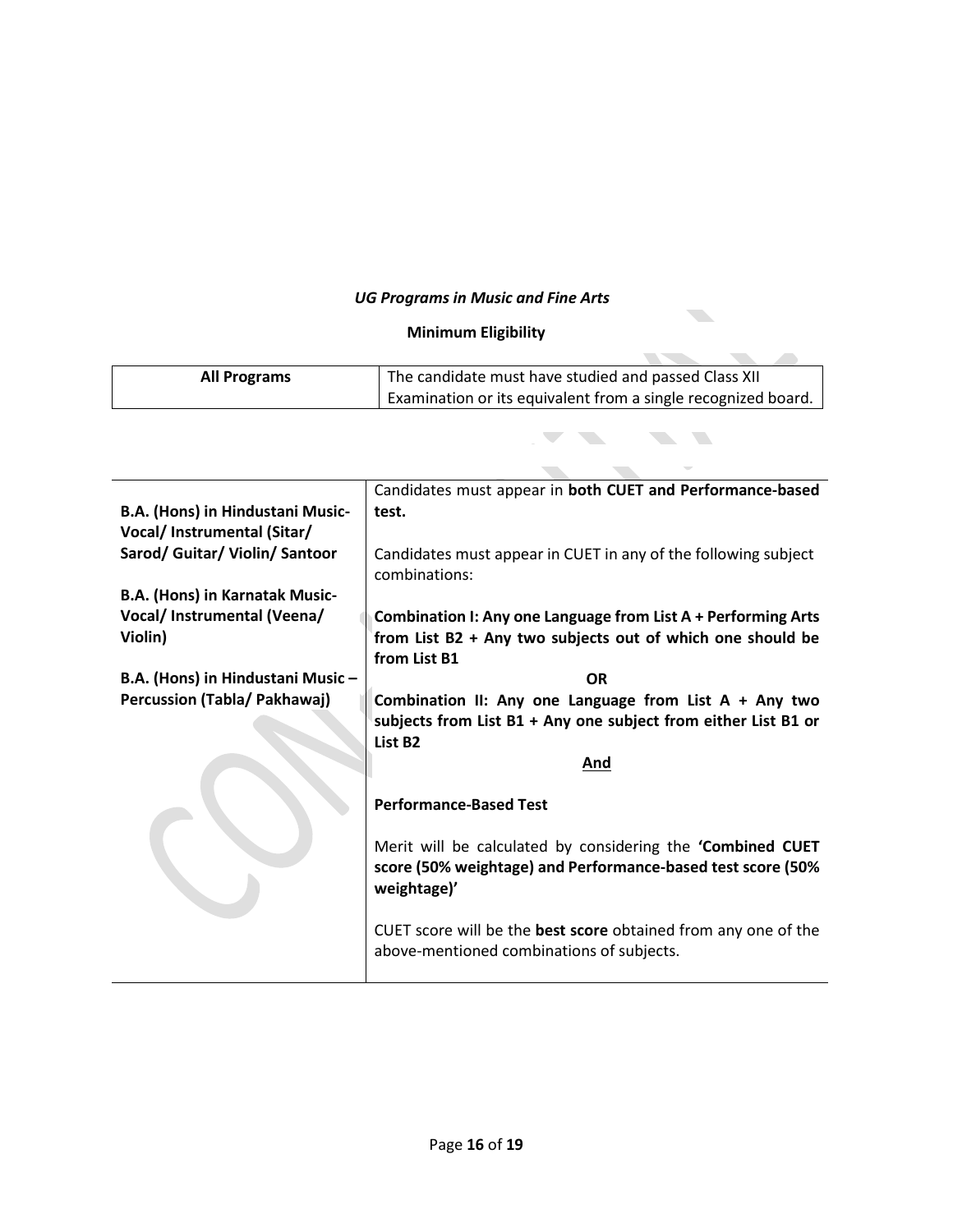*UG Programs in Music and Fine Arts*

**Minimum Eligibility**

| **All Programs** | The candidate must have studied and passed Class XII Examination or its equivalent from a single recognized board. |
|---|---|

| | |
|---|---|
| **B.A. (Hons) in Hindustani Music-Vocal/ Instrumental (Sitar/ Sarod/ Guitar/ Violin/ Santoor**<br><br>**B.A. (Hons) in Karnatak Music-Vocal/ Instrumental (Veena/ Violin)**<br><br>**B.A. (Hons) in Hindustani Music – Percussion (Tabla/ Pakhawaj)** | Candidates must appear in **both CUET and Performance-based test.**<br><br>Candidates must appear in CUET in any of the following subject combinations:<br><br>**Combination I: Any one Language from List A + Performing Arts from List B2 + Any two subjects out of which one should be from List B1**<br>**OR**<br>**Combination II: Any one Language from List A + Any two subjects from List B1 + Any one subject from either List B1 or List B2**<br>**And**<br><br>**Performance-Based Test**<br><br>Merit will be calculated by considering the **'Combined CUET score (50% weightage) and Performance-based test score (50% weightage)'**<br><br>CUET score will be the **best score** obtained from any one of the above-mentioned combinations of subjects. |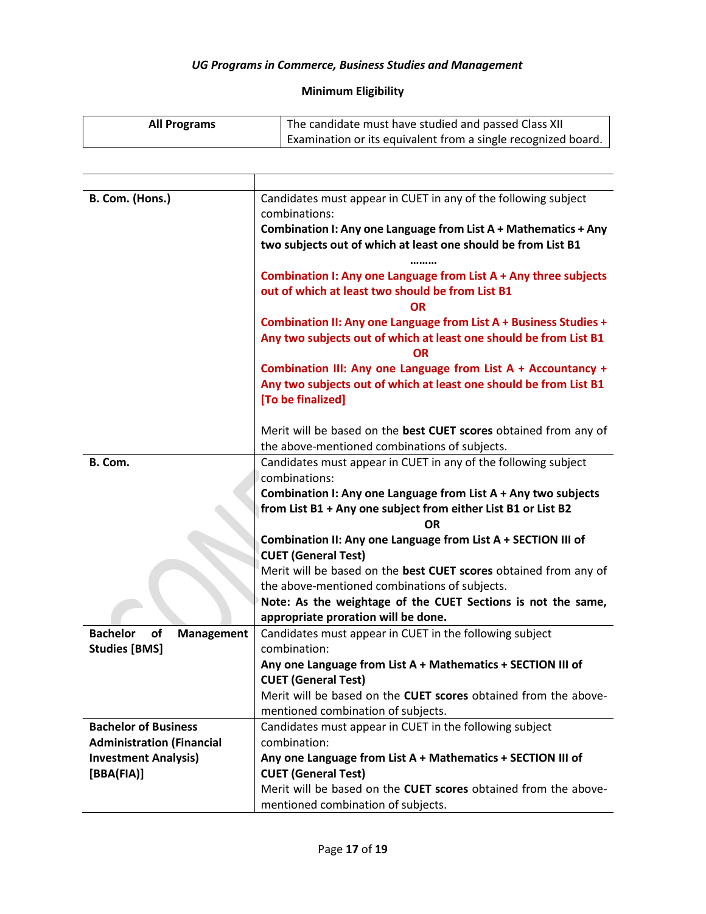*UG Programs in Commerce, Business Studies and Management*

**Minimum Eligibility**

| **All Programs** | The candidate must have studied and passed Class XII Examination or its equivalent from a single recognized board. |
|---|---|

| | |
|---|---|
| **B. Com. (Hons.)** | Candidates must appear in CUET in any of the following subject combinations:<br>**Combination I: Any one Language from List A + Mathematics + Any two subjects out of which at least one should be from List B1**<br>**………**<br>**Combination I: Any one Language from List A + Any three subjects out of which at least two should be from List B1**<br>**OR**<br>**Combination II: Any one Language from List A + Business Studies + Any two subjects out of which at least one should be from List B1**<br>**OR**<br>**Combination III: Any one Language from List A + Accountancy + Any two subjects out of which at least one should be from List B1 [To be finalized]**<br><br>Merit will be based on the **best CUET scores** obtained from any of the above-mentioned combinations of subjects. |
| **B. Com.** | Candidates must appear in CUET in any of the following subject combinations:<br>**Combination I: Any one Language from List A + Any two subjects from List B1 + Any one subject from either List B1 or List B2**<br>**OR**<br>**Combination II: Any one Language from List A + SECTION III of CUET (General Test)**<br>Merit will be based on the **best CUET scores** obtained from any of the above-mentioned combinations of subjects.<br>**Note: As the weightage of the CUET Sections is not the same, appropriate proration will be done.** |
| **Bachelor of Management Studies [BMS]** | Candidates must appear in CUET in the following subject combination:<br>**Any one Language from List A + Mathematics + SECTION III of CUET (General Test)**<br>Merit will be based on the **CUET scores** obtained from the above-mentioned combination of subjects. |
| **Bachelor of Business Administration (Financial Investment Analysis) [BBA(FIA)]** | Candidates must appear in CUET in the following subject combination:<br>**Any one Language from List A + Mathematics + SECTION III of CUET (General Test)**<br>Merit will be based on the **CUET scores** obtained from the above-mentioned combination of subjects. |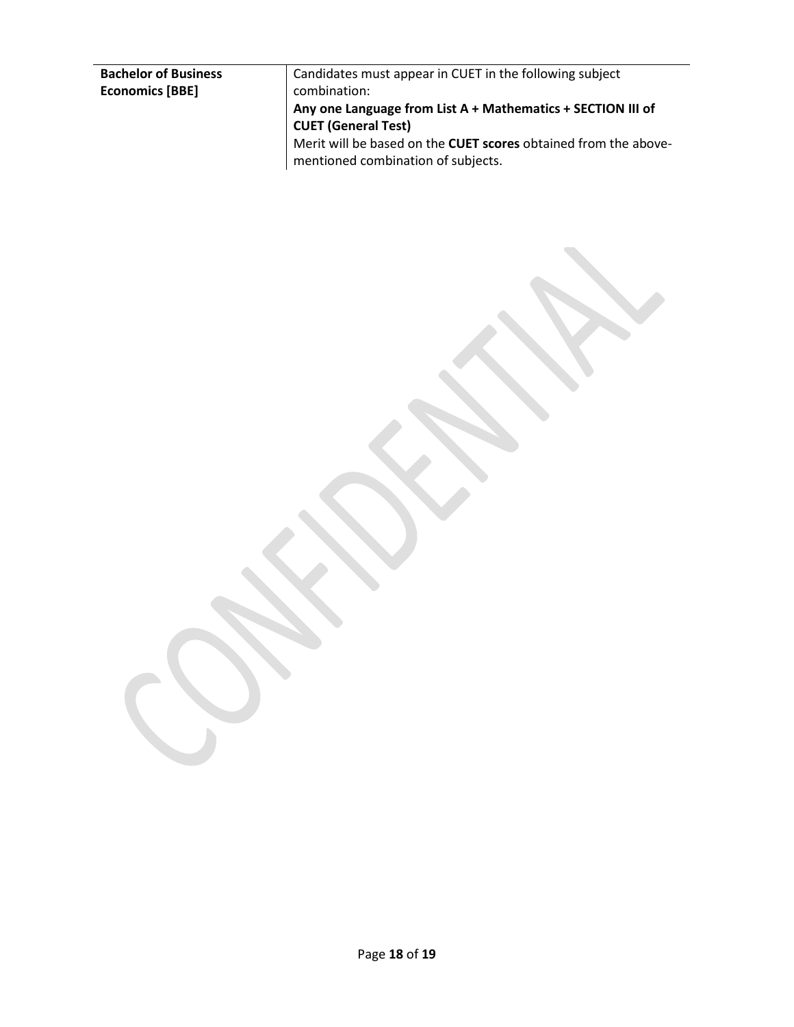| | |
|---|---|
| **Bachelor of Business Economics [BBE]** | Candidates must appear in CUET in the following subject combination: **Any one Language from List A + Mathematics + SECTION III of CUET (General Test)** Merit will be based on the **CUET scores** obtained from the above-mentioned combination of subjects. |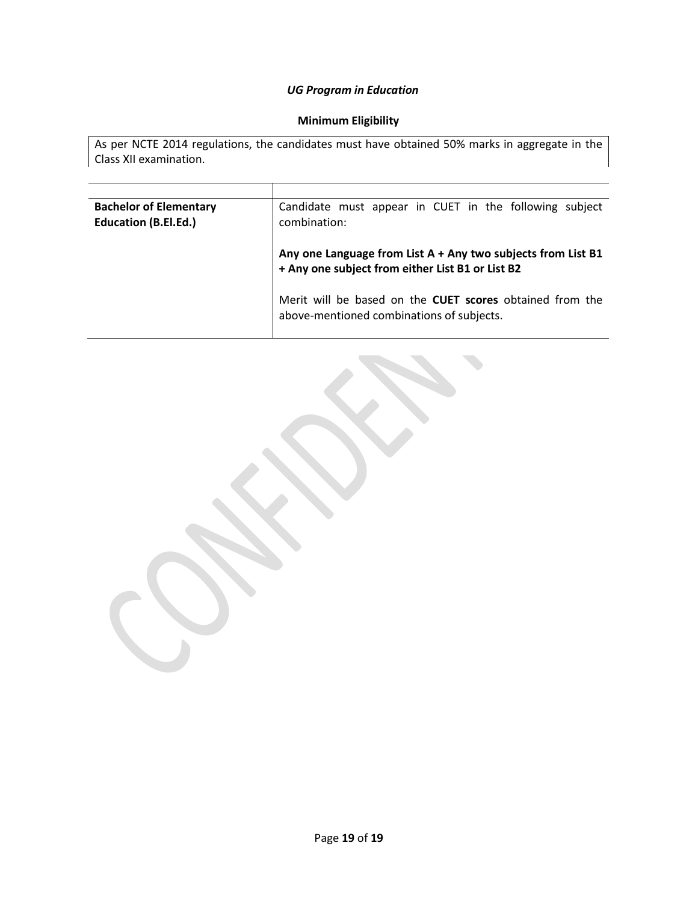***UG Program in Education***

**Minimum Eligibility**

As per NCTE 2014 regulations, the candidates must have obtained 50% marks in aggregate in the Class XII examination.

| | |
|---|---|
| **Bachelor of Elementary Education (B.El.Ed.)** | Candidate must appear in CUET in the following subject combination:<br><br>**Any one Language from List A + Any two subjects from List B1 + Any one subject from either List B1 or List B2**<br><br>Merit will be based on the **CUET scores** obtained from the above-mentioned combinations of subjects. |